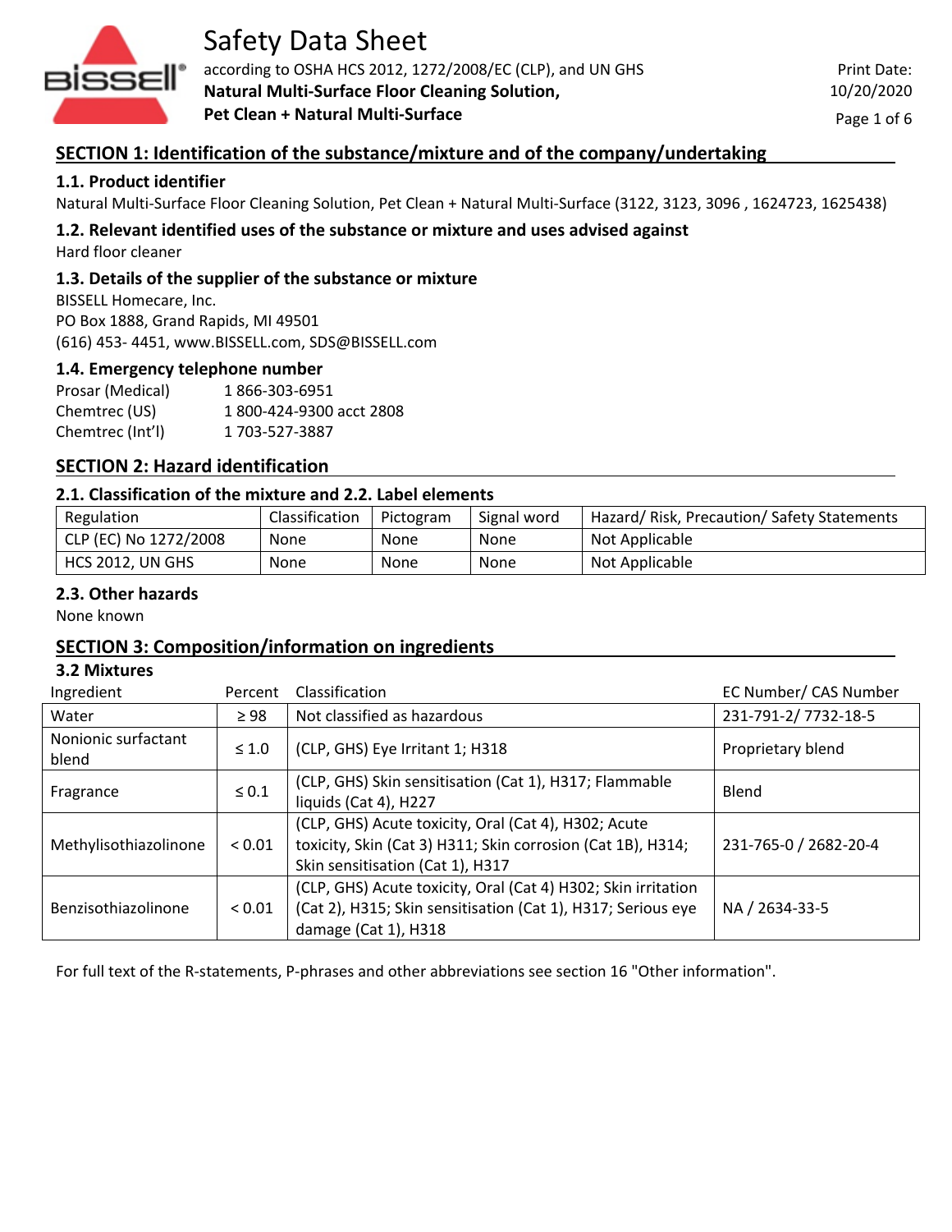# Safety Data Sheet

according to OSHA HCS 2012, 1272/2008/EC (CLP), and UN GHS

**Natural Multi-Surface Floor Cleaning Solution, Pet Clean + Natural Multi-Surface**

Print Date: 10/20/2020

## SECTION 1: Identification of the substance/mixture and of the company/undertaking

### 1.1. Product identifier

Natural Multi-Surface Floor Cleaning Solution, Pet Clean + Natural Multi-Surface (3122, 3123, 3096 , 1624723, 1625438)

### 1.2. Relevant identified uses of the substance or mixture and uses advised against

Hard floor cleaner

### 1.3. Details of the supplier of the substance or mixture

BISSELL Homecare, Inc.
PO Box 1888, Grand Rapids, MI 49501
(616) 453- 4451, www.BISSELL.com, SDS@BISSELL.com

### 1.4. Emergency telephone number

| | |
|---|---|
| Prosar (Medical) | 1 866-303-6951 |
| Chemtrec (US) | 1 800-424-9300 acct 2808 |
| Chemtrec (Int'l) | 1 703-527-3887 |

## SECTION 2: Hazard identification

### 2.1. Classification of the mixture and 2.2. Label elements

| Regulation | Classification | Pictogram | Signal word | Hazard/ Risk, Precaution/ Safety Statements |
|---|---|---|---|---|
| CLP (EC) No 1272/2008 | None | None | None | Not Applicable |
| HCS 2012, UN GHS | None | None | None | Not Applicable |

### 2.3. Other hazards

None known

## SECTION 3: Composition/information on ingredients

### 3.2 Mixtures

| Ingredient | Percent | Classification | EC Number/ CAS Number |
|---|---|---|---|
| Water | ≥ 98 | Not classified as hazardous | 231-791-2/ 7732-18-5 |
| Nonionic surfactant blend | ≤ 1.0 | (CLP, GHS) Eye Irritant 1; H318 | Proprietary blend |
| Fragrance | ≤ 0.1 | (CLP, GHS) Skin sensitisation (Cat 1), H317; Flammable liquids (Cat 4), H227 | Blend |
| Methylisothiazolinone | < 0.01 | (CLP, GHS) Acute toxicity, Oral (Cat 4), H302; Acute toxicity, Skin (Cat 3) H311; Skin corrosion (Cat 1B), H314; Skin sensitisation (Cat 1), H317 | 231-765-0 / 2682-20-4 |
| Benzisothiazolinone | < 0.01 | (CLP, GHS) Acute toxicity, Oral (Cat 4) H302; Skin irritation (Cat 2), H315; Skin sensitisation (Cat 1), H317; Serious eye damage (Cat 1), H318 | NA / 2634-33-5 |

For full text of the R-statements, P-phrases and other abbreviations see section 16 "Other information".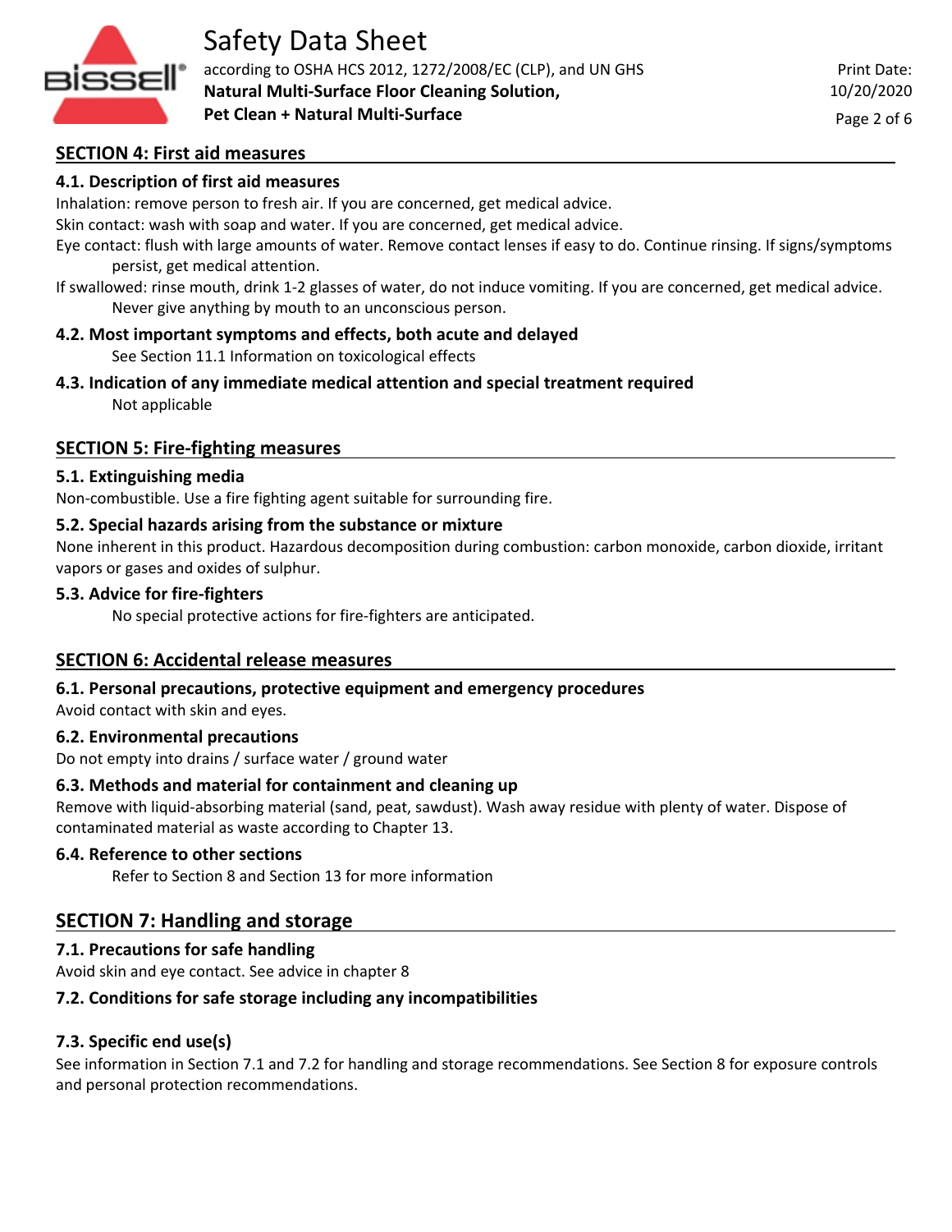## SECTION 4: First aid measures

### 4.1. Description of first aid measures

Inhalation: remove person to fresh air. If you are concerned, get medical advice.

Skin contact: wash with soap and water. If you are concerned, get medical advice.

Eye contact: flush with large amounts of water. Remove contact lenses if easy to do. Continue rinsing. If signs/symptoms persist, get medical attention.

If swallowed: rinse mouth, drink 1-2 glasses of water, do not induce vomiting. If you are concerned, get medical advice. Never give anything by mouth to an unconscious person.

### 4.2. Most important symptoms and effects, both acute and delayed

See Section 11.1 Information on toxicological effects

### 4.3. Indication of any immediate medical attention and special treatment required

Not applicable

## SECTION 5: Fire-fighting measures

### 5.1. Extinguishing media

Non-combustible. Use a fire fighting agent suitable for surrounding fire.

### 5.2. Special hazards arising from the substance or mixture

None inherent in this product. Hazardous decomposition during combustion: carbon monoxide, carbon dioxide, irritant vapors or gases and oxides of sulphur.

### 5.3. Advice for fire-fighters

No special protective actions for fire-fighters are anticipated.

## SECTION 6: Accidental release measures

### 6.1. Personal precautions, protective equipment and emergency procedures

Avoid contact with skin and eyes.

### 6.2. Environmental precautions

Do not empty into drains / surface water / ground water

### 6.3. Methods and material for containment and cleaning up

Remove with liquid-absorbing material (sand, peat, sawdust). Wash away residue with plenty of water. Dispose of contaminated material as waste according to Chapter 13.

### 6.4. Reference to other sections

Refer to Section 8 and Section 13 for more information

## SECTION 7: Handling and storage

### 7.1. Precautions for safe handling

Avoid skin and eye contact. See advice in chapter 8

### 7.2. Conditions for safe storage including any incompatibilities

### 7.3. Specific end use(s)

See information in Section 7.1 and 7.2 for handling and storage recommendations. See Section 8 for exposure controls and personal protection recommendations.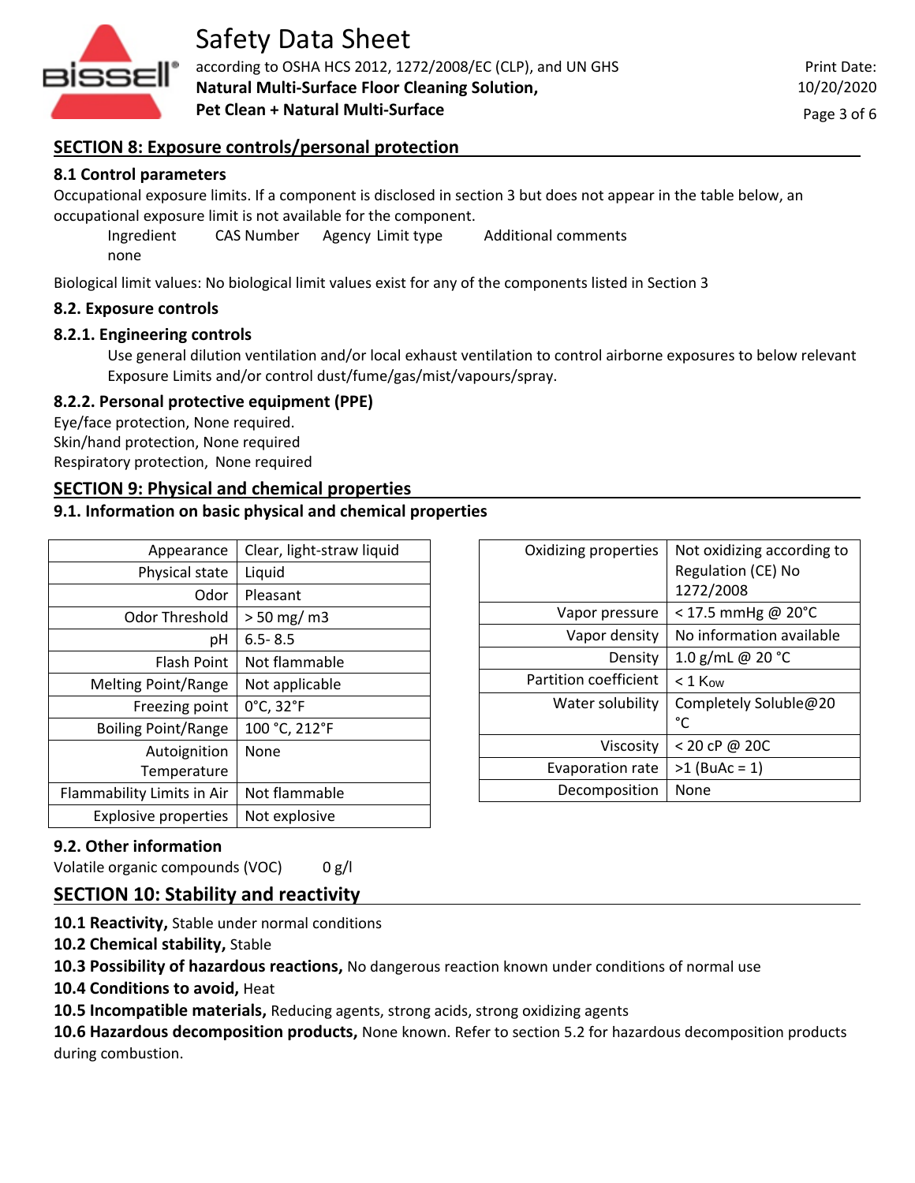## SECTION 8: Exposure controls/personal protection

### 8.1 Control parameters

Occupational exposure limits. If a component is disclosed in section 3 but does not appear in the table below, an occupational exposure limit is not available for the component.

| Ingredient | CAS Number | Agency | Limit type | Additional comments |
|---|---|---|---|---|
| none | | | | |

Biological limit values: No biological limit values exist for any of the components listed in Section 3

### 8.2. Exposure controls

#### 8.2.1. Engineering controls

Use general dilution ventilation and/or local exhaust ventilation to control airborne exposures to below relevant Exposure Limits and/or control dust/fume/gas/mist/vapours/spray.

#### 8.2.2. Personal protective equipment (PPE)

Eye/face protection, None required.
Skin/hand protection, None required
Respiratory protection, None required

## SECTION 9: Physical and chemical properties

### 9.1. Information on basic physical and chemical properties

| Property | Value |
|---|---|
| Appearance | Clear, light-straw liquid |
| Physical state | Liquid |
| Odor | Pleasant |
| Odor Threshold | > 50 mg/ m3 |
| pH | 6.5- 8.5 |
| Flash Point | Not flammable |
| Melting Point/Range | Not applicable |
| Freezing point | 0°C, 32°F |
| Boiling Point/Range | 100 °C, 212°F |
| Autoignition Temperature | None |
| Flammability Limits in Air | Not flammable |
| Explosive properties | Not explosive |

| Property | Value |
|---|---|
| Oxidizing properties | Not oxidizing according to Regulation (CE) No 1272/2008 |
| Vapor pressure | < 17.5 mmHg @ 20°C |
| Vapor density | No information available |
| Density | 1.0 g/mL @ 20 °C |
| Partition coefficient | < 1 $K_{ow}$ |
| Water solubility | Completely Soluble@20 °C |
| Viscosity | < 20 cP @ 20C |
| Evaporation rate | >1 (BuAc = 1) |
| Decomposition | None |

### 9.2. Other information

Volatile organic compounds (VOC) 0 g/l

## SECTION 10: Stability and reactivity

**10.1 Reactivity,** Stable under normal conditions

**10.2 Chemical stability,** Stable

**10.3 Possibility of hazardous reactions,** No dangerous reaction known under conditions of normal use

**10.4 Conditions to avoid,** Heat

**10.5 Incompatible materials,** Reducing agents, strong acids, strong oxidizing agents

**10.6 Hazardous decomposition products,** None known. Refer to section 5.2 for hazardous decomposition products during combustion.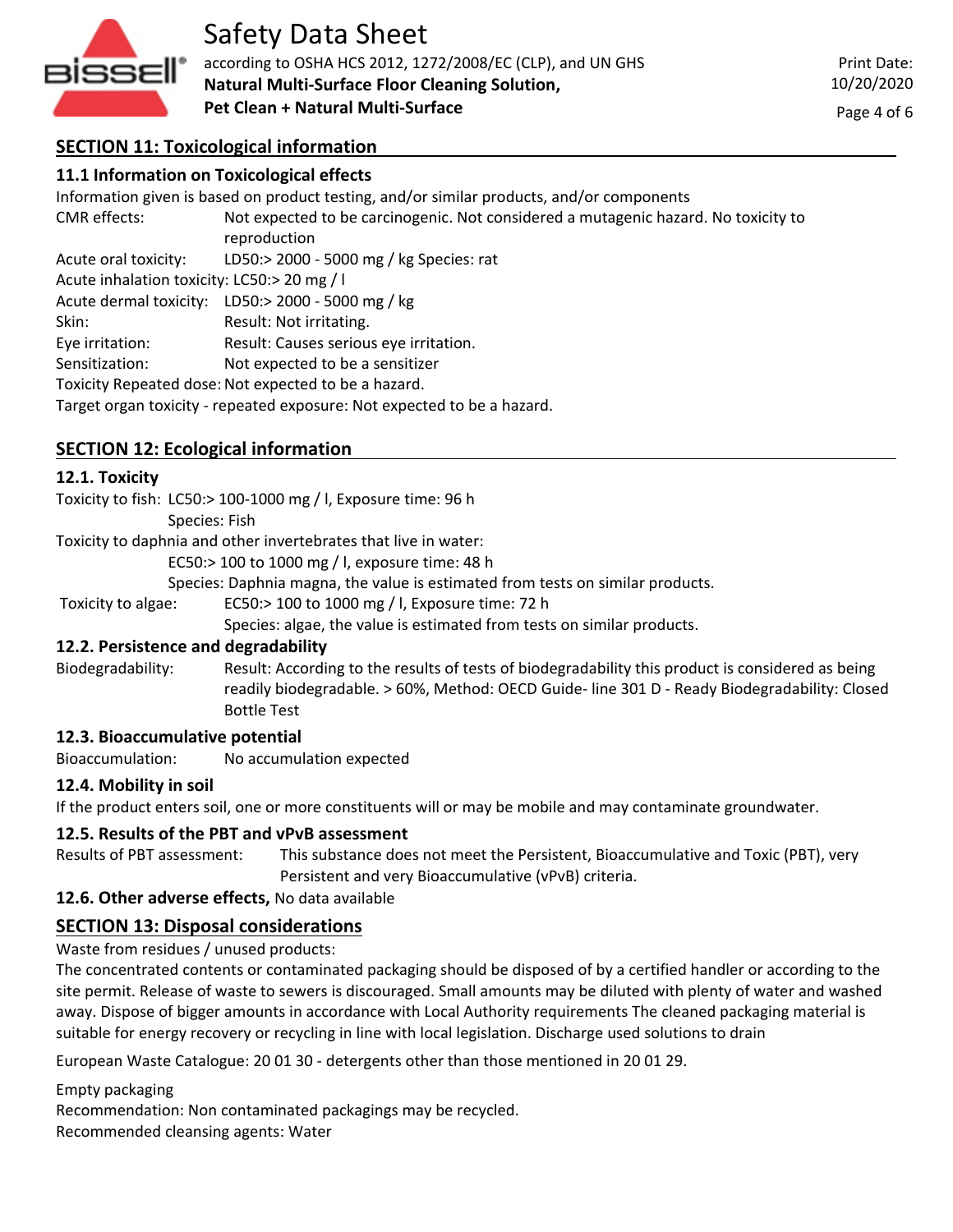## SECTION 11: Toxicological information

### 11.1 Information on Toxicological effects

Information given is based on product testing, and/or similar products, and/or components

CMR effects: Not expected to be carcinogenic. Not considered a mutagenic hazard. No toxicity to reproduction

Acute oral toxicity: LD50:> 2000 - 5000 mg / kg Species: rat

Acute inhalation toxicity: LC50:> 20 mg / l

Acute dermal toxicity: LD50:> 2000 - 5000 mg / kg

Skin: Result: Not irritating.

Eye irritation: Result: Causes serious eye irritation.

Sensitization: Not expected to be a sensitizer

Toxicity Repeated dose: Not expected to be a hazard.

Target organ toxicity - repeated exposure: Not expected to be a hazard.

## SECTION 12: Ecological information

### 12.1. Toxicity

Toxicity to fish: LC50:> 100-1000 mg / l, Exposure time: 96 h
Species: Fish

Toxicity to daphnia and other invertebrates that live in water:
EC50:> 100 to 1000 mg / l, exposure time: 48 h
Species: Daphnia magna, the value is estimated from tests on similar products.

Toxicity to algae: EC50:> 100 to 1000 mg / l, Exposure time: 72 h
Species: algae, the value is estimated from tests on similar products.

### 12.2. Persistence and degradability

Biodegradability: Result: According to the results of tests of biodegradability this product is considered as being readily biodegradable. > 60%, Method: OECD Guide- line 301 D - Ready Biodegradability: Closed Bottle Test

### 12.3. Bioaccumulative potential

Bioaccumulation: No accumulation expected

### 12.4. Mobility in soil

If the product enters soil, one or more constituents will or may be mobile and may contaminate groundwater.

### 12.5. Results of the PBT and vPvB assessment

Results of PBT assessment: This substance does not meet the Persistent, Bioaccumulative and Toxic (PBT), very Persistent and very Bioaccumulative (vPvB) criteria.

**12.6. Other adverse effects,** No data available

## SECTION 13: Disposal considerations

Waste from residues / unused products:

The concentrated contents or contaminated packaging should be disposed of by a certified handler or according to the site permit. Release of waste to sewers is discouraged. Small amounts may be diluted with plenty of water and washed away. Dispose of bigger amounts in accordance with Local Authority requirements The cleaned packaging material is suitable for energy recovery or recycling in line with local legislation. Discharge used solutions to drain

European Waste Catalogue: 20 01 30 - detergents other than those mentioned in 20 01 29.

Empty packaging

Recommendation: Non contaminated packagings may be recycled.

Recommended cleansing agents: Water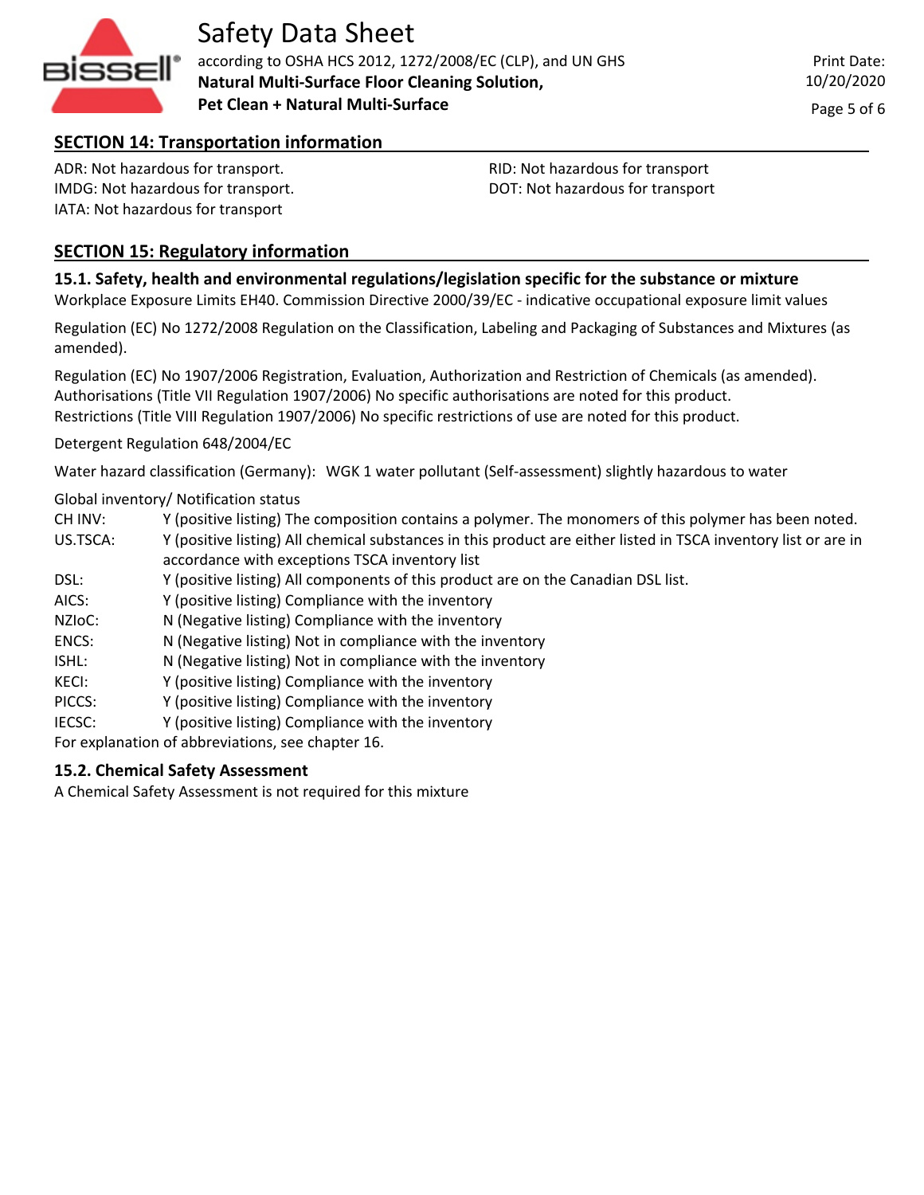## SECTION 14: Transportation information

ADR: Not hazardous for transport.
IMDG: Not hazardous for transport.
IATA: Not hazardous for transport
RID: Not hazardous for transport
DOT: Not hazardous for transport

## SECTION 15: Regulatory information

### 15.1. Safety, health and environmental regulations/legislation specific for the substance or mixture

Workplace Exposure Limits EH40. Commission Directive 2000/39/EC - indicative occupational exposure limit values

Regulation (EC) No 1272/2008 Regulation on the Classification, Labeling and Packaging of Substances and Mixtures (as amended).

Regulation (EC) No 1907/2006 Registration, Evaluation, Authorization and Restriction of Chemicals (as amended).
Authorisations (Title VII Regulation 1907/2006) No specific authorisations are noted for this product.
Restrictions (Title VIII Regulation 1907/2006) No specific restrictions of use are noted for this product.

Detergent Regulation 648/2004/EC

Water hazard classification (Germany): WGK 1 water pollutant (Self-assessment) slightly hazardous to water

Global inventory/ Notification status

| | |
|---|---|
| CH INV: | Y (positive listing) The composition contains a polymer. The monomers of this polymer has been noted. |
| US.TSCA: | Y (positive listing) All chemical substances in this product are either listed in TSCA inventory list or are in accordance with exceptions TSCA inventory list |
| DSL: | Y (positive listing) All components of this product are on the Canadian DSL list. |
| AICS: | Y (positive listing) Compliance with the inventory |
| NZIoC: | N (Negative listing) Compliance with the inventory |
| ENCS: | N (Negative listing) Not in compliance with the inventory |
| ISHL: | N (Negative listing) Not in compliance with the inventory |
| KECI: | Y (positive listing) Compliance with the inventory |
| PICCS: | Y (positive listing) Compliance with the inventory |
| IECSC: | Y (positive listing) Compliance with the inventory |

For explanation of abbreviations, see chapter 16.

### 15.2. Chemical Safety Assessment

A Chemical Safety Assessment is not required for this mixture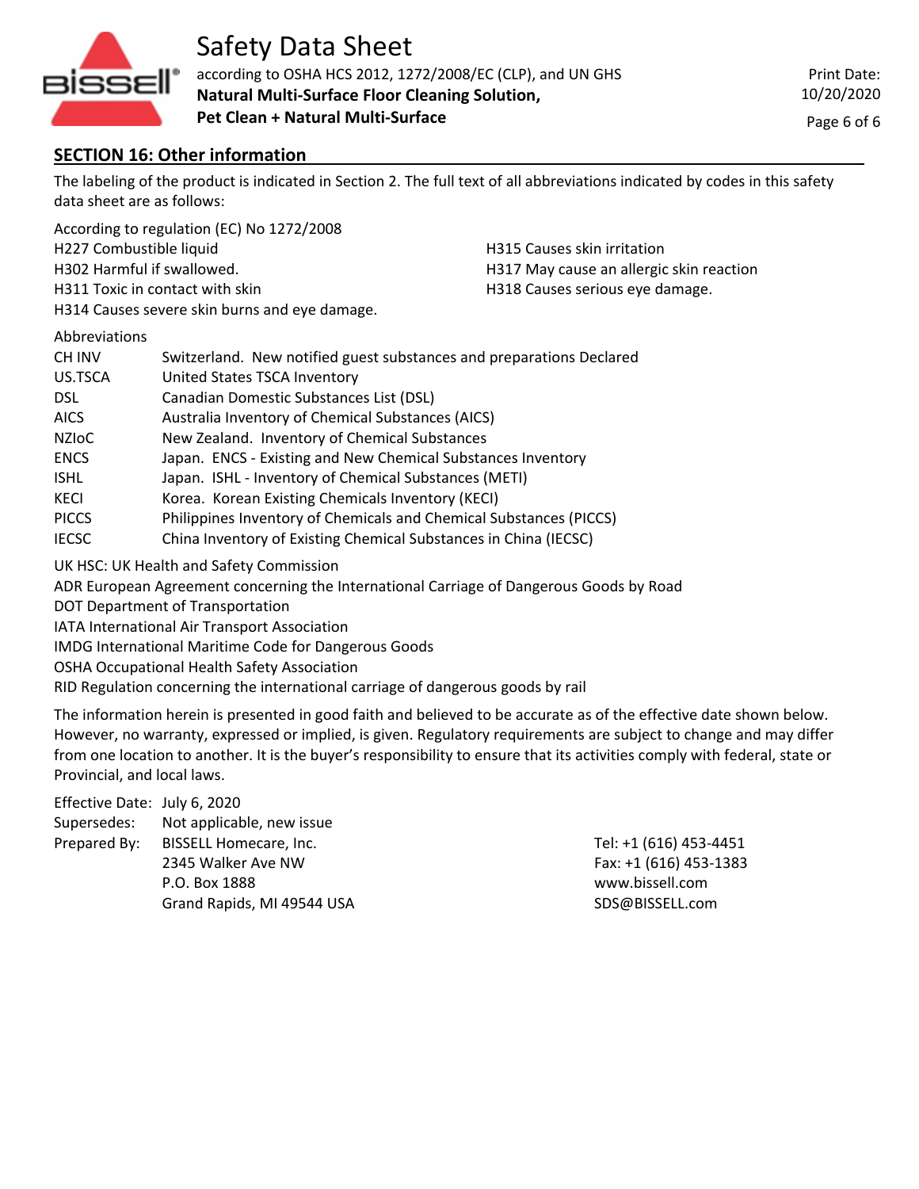## SECTION 16: Other information

The labeling of the product is indicated in Section 2. The full text of all abbreviations indicated by codes in this safety data sheet are as follows:

According to regulation (EC) No 1272/2008
H227 Combustible liquid
H302 Harmful if swallowed.
H311 Toxic in contact with skin
H314 Causes severe skin burns and eye damage.
H315 Causes skin irritation
H317 May cause an allergic skin reaction
H318 Causes serious eye damage.

Abbreviations

| | |
|---|---|
| CH INV | Switzerland. New notified guest substances and preparations Declared |
| US.TSCA | United States TSCA Inventory |
| DSL | Canadian Domestic Substances List (DSL) |
| AICS | Australia Inventory of Chemical Substances (AICS) |
| NZIoC | New Zealand. Inventory of Chemical Substances |
| ENCS | Japan. ENCS - Existing and New Chemical Substances Inventory |
| ISHL | Japan. ISHL - Inventory of Chemical Substances (METI) |
| KECI | Korea. Korean Existing Chemicals Inventory (KECI) |
| PICCS | Philippines Inventory of Chemicals and Chemical Substances (PICCS) |
| IECSC | China Inventory of Existing Chemical Substances in China (IECSC) |

UK HSC: UK Health and Safety Commission
ADR European Agreement concerning the International Carriage of Dangerous Goods by Road
DOT Department of Transportation
IATA International Air Transport Association
IMDG International Maritime Code for Dangerous Goods
OSHA Occupational Health Safety Association
RID Regulation concerning the international carriage of dangerous goods by rail

The information herein is presented in good faith and believed to be accurate as of the effective date shown below. However, no warranty, expressed or implied, is given. Regulatory requirements are subject to change and may differ from one location to another. It is the buyer's responsibility to ensure that its activities comply with federal, state or Provincial, and local laws.

Effective Date: July 6, 2020
Supersedes: Not applicable, new issue
Prepared By: BISSELL Homecare, Inc.
2345 Walker Ave NW
P.O. Box 1888
Grand Rapids, MI 49544 USA

Tel: +1 (616) 453-4451
Fax: +1 (616) 453-1383
www.bissell.com
SDS@BISSELL.com